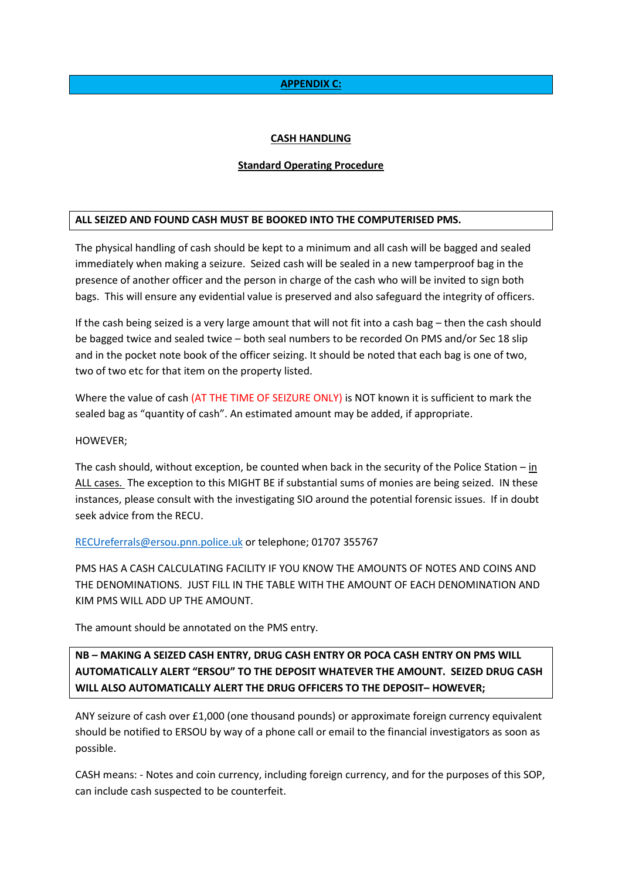## APPENDIX C:

### CASH HANDLING

### Standard Operating Procedure

**ALL SEIZED AND FOUND CASH MUST BE BOOKED INTO THE COMPUTERISED PMS.**

The physical handling of cash should be kept to a minimum and all cash will be bagged and sealed immediately when making a seizure. Seized cash will be sealed in a new tamperproof bag in the presence of another officer and the person in charge of the cash who will be invited to sign both bags. This will ensure any evidential value is preserved and also safeguard the integrity of officers.

If the cash being seized is a very large amount that will not fit into a cash bag – then the cash should be bagged twice and sealed twice – both seal numbers to be recorded On PMS and/or Sec 18 slip and in the pocket note book of the officer seizing. It should be noted that each bag is one of two, two of two etc for that item on the property listed.

Where the value of cash (AT THE TIME OF SEIZURE ONLY) is NOT known it is sufficient to mark the sealed bag as "quantity of cash". An estimated amount may be added, if appropriate.

HOWEVER;

The cash should, without exception, be counted when back in the security of the Police Station – in ALL cases. The exception to this MIGHT BE if substantial sums of monies are being seized. IN these instances, please consult with the investigating SIO around the potential forensic issues. If in doubt seek advice from the RECU.

RECUreferrals@ersou.pnn.police.uk or telephone; 01707 355767

PMS HAS A CASH CALCULATING FACILITY IF YOU KNOW THE AMOUNTS OF NOTES AND COINS AND THE DENOMINATIONS. JUST FILL IN THE TABLE WITH THE AMOUNT OF EACH DENOMINATION AND KIM PMS WILL ADD UP THE AMOUNT.

The amount should be annotated on the PMS entry.

**NB – MAKING A SEIZED CASH ENTRY, DRUG CASH ENTRY OR POCA CASH ENTRY ON PMS WILL AUTOMATICALLY ALERT "ERSOU" TO THE DEPOSIT WHATEVER THE AMOUNT. SEIZED DRUG CASH WILL ALSO AUTOMATICALLY ALERT THE DRUG OFFICERS TO THE DEPOSIT– HOWEVER;**

ANY seizure of cash over £1,000 (one thousand pounds) or approximate foreign currency equivalent should be notified to ERSOU by way of a phone call or email to the financial investigators as soon as possible.

CASH means: - Notes and coin currency, including foreign currency, and for the purposes of this SOP, can include cash suspected to be counterfeit.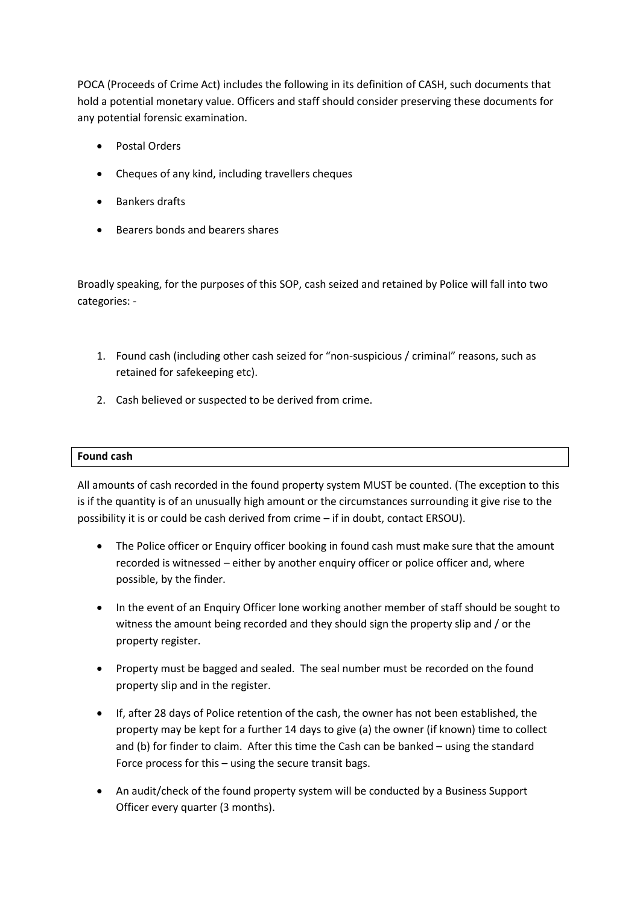POCA (Proceeds of Crime Act) includes the following in its definition of CASH, such documents that hold a potential monetary value. Officers and staff should consider preserving these documents for any potential forensic examination.

- Postal Orders
- Cheques of any kind, including travellers cheques
- Bankers drafts
- Bearers bonds and bearers shares

Broadly speaking, for the purposes of this SOP, cash seized and retained by Police will fall into two categories: -

1. Found cash (including other cash seized for "non-suspicious / criminal" reasons, such as retained for safekeeping etc).
2. Cash believed or suspected to be derived from crime.

**Found cash**

All amounts of cash recorded in the found property system MUST be counted. (The exception to this is if the quantity is of an unusually high amount or the circumstances surrounding it give rise to the possibility it is or could be cash derived from crime – if in doubt, contact ERSOU).

- The Police officer or Enquiry officer booking in found cash must make sure that the amount recorded is witnessed – either by another enquiry officer or police officer and, where possible, by the finder.
- In the event of an Enquiry Officer lone working another member of staff should be sought to witness the amount being recorded and they should sign the property slip and / or the property register.
- Property must be bagged and sealed. The seal number must be recorded on the found property slip and in the register.
- If, after 28 days of Police retention of the cash, the owner has not been established, the property may be kept for a further 14 days to give (a) the owner (if known) time to collect and (b) for finder to claim. After this time the Cash can be banked – using the standard Force process for this – using the secure transit bags.
- An audit/check of the found property system will be conducted by a Business Support Officer every quarter (3 months).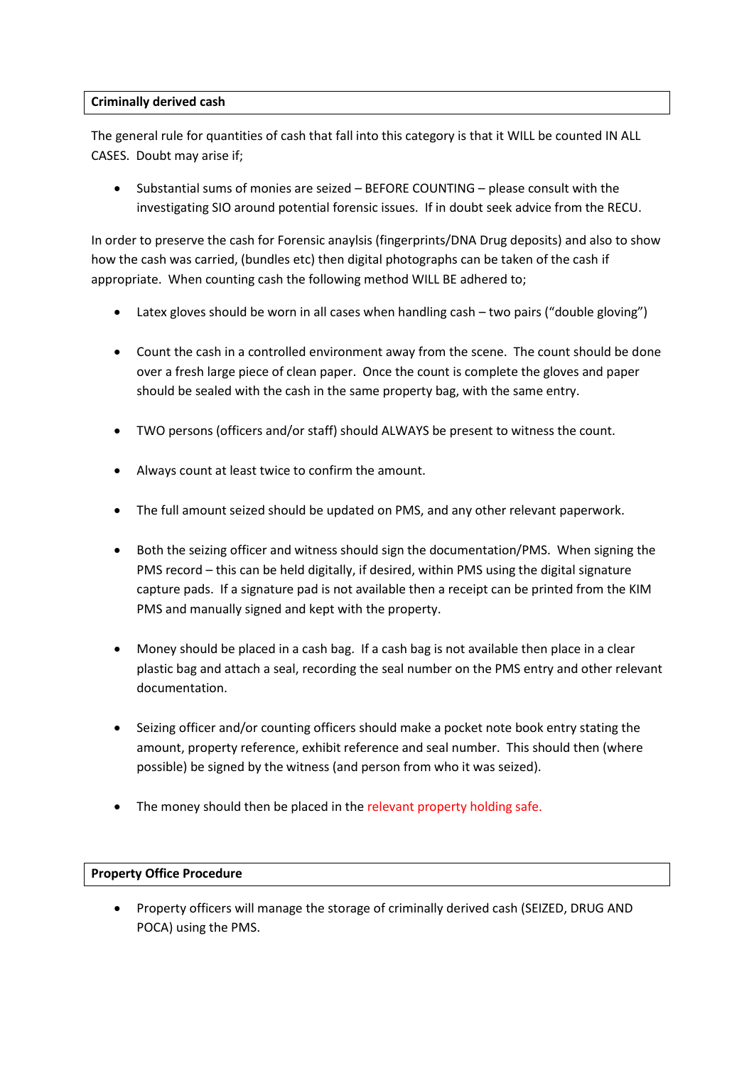**Criminally derived cash**

The general rule for quantities of cash that fall into this category is that it WILL be counted IN ALL CASES. Doubt may arise if;

- Substantial sums of monies are seized – BEFORE COUNTING – please consult with the investigating SIO around potential forensic issues. If in doubt seek advice from the RECU.

In order to preserve the cash for Forensic anaylsis (fingerprints/DNA Drug deposits) and also to show how the cash was carried, (bundles etc) then digital photographs can be taken of the cash if appropriate. When counting cash the following method WILL BE adhered to;

- Latex gloves should be worn in all cases when handling cash – two pairs ("double gloving")
- Count the cash in a controlled environment away from the scene. The count should be done over a fresh large piece of clean paper. Once the count is complete the gloves and paper should be sealed with the cash in the same property bag, with the same entry.
- TWO persons (officers and/or staff) should ALWAYS be present to witness the count.
- Always count at least twice to confirm the amount.
- The full amount seized should be updated on PMS, and any other relevant paperwork.
- Both the seizing officer and witness should sign the documentation/PMS. When signing the PMS record – this can be held digitally, if desired, within PMS using the digital signature capture pads. If a signature pad is not available then a receipt can be printed from the KIM PMS and manually signed and kept with the property.
- Money should be placed in a cash bag. If a cash bag is not available then place in a clear plastic bag and attach a seal, recording the seal number on the PMS entry and other relevant documentation.
- Seizing officer and/or counting officers should make a pocket note book entry stating the amount, property reference, exhibit reference and seal number. This should then (where possible) be signed by the witness (and person from who it was seized).
- The money should then be placed in the relevant property holding safe.

**Property Office Procedure**

- Property officers will manage the storage of criminally derived cash (SEIZED, DRUG AND POCA) using the PMS.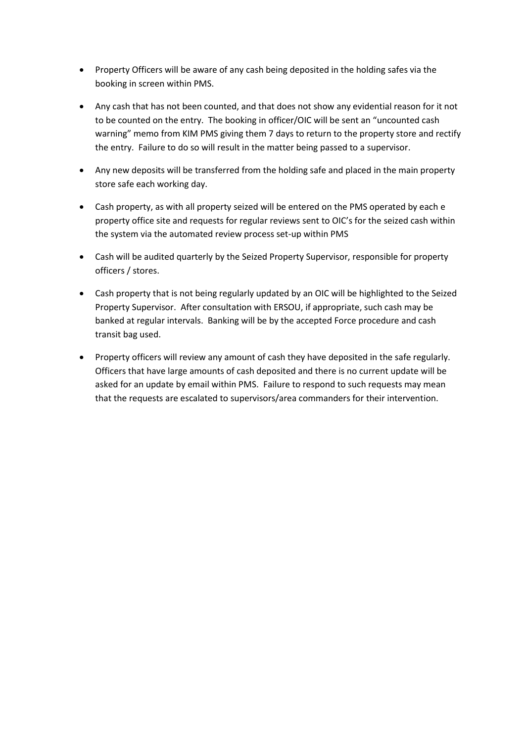- Property Officers will be aware of any cash being deposited in the holding safes via the booking in screen within PMS.

- Any cash that has not been counted, and that does not show any evidential reason for it not to be counted on the entry. The booking in officer/OIC will be sent an "uncounted cash warning" memo from KIM PMS giving them 7 days to return to the property store and rectify the entry. Failure to do so will result in the matter being passed to a supervisor.

- Any new deposits will be transferred from the holding safe and placed in the main property store safe each working day.

- Cash property, as with all property seized will be entered on the PMS operated by each e property office site and requests for regular reviews sent to OIC's for the seized cash within the system via the automated review process set-up within PMS

- Cash will be audited quarterly by the Seized Property Supervisor, responsible for property officers / stores.

- Cash property that is not being regularly updated by an OIC will be highlighted to the Seized Property Supervisor. After consultation with ERSOU, if appropriate, such cash may be banked at regular intervals. Banking will be by the accepted Force procedure and cash transit bag used.

- Property officers will review any amount of cash they have deposited in the safe regularly. Officers that have large amounts of cash deposited and there is no current update will be asked for an update by email within PMS. Failure to respond to such requests may mean that the requests are escalated to supervisors/area commanders for their intervention.